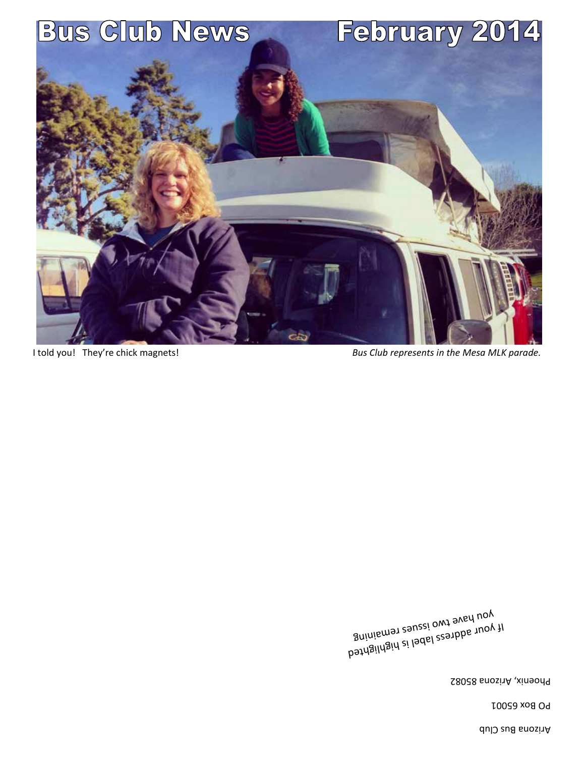# Bus Club News February 2014

I told you! They're chick magnets!

*Bus Club represents in the Mesa MLK parade.*

If your address label is highlighted you have two issues remaining

Phoenix, Arizona 85082

PO Box 65001

Arizona Bus Club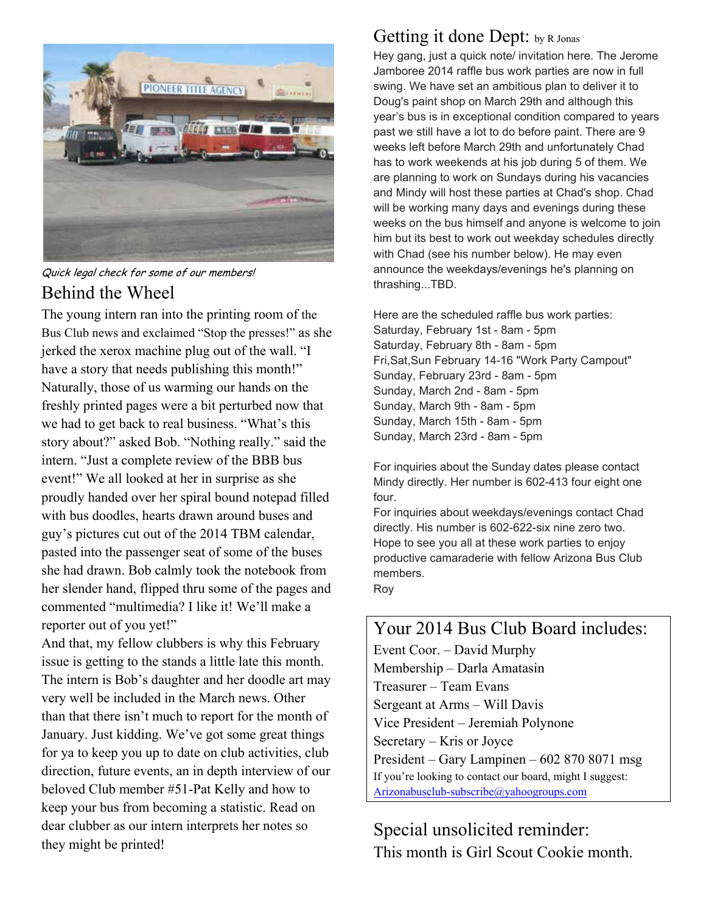*Quick legal check for some of our members!*

## Behind the Wheel

The young intern ran into the printing room of the Bus Club news and exclaimed "Stop the presses!" as she jerked the xerox machine plug out of the wall. "I have a story that needs publishing this month!" Naturally, those of us warming our hands on the freshly printed pages were a bit perturbed now that we had to get back to real business. "What's this story about?" asked Bob. "Nothing really." said the intern. "Just a complete review of the BBB bus event!" We all looked at her in surprise as she proudly handed over her spiral bound notepad filled with bus doodles, hearts drawn around buses and guy's pictures cut out of the 2014 TBM calendar, pasted into the passenger seat of some of the buses she had drawn. Bob calmly took the notebook from her slender hand, flipped thru some of the pages and commented "multimedia? I like it! We'll make a reporter out of you yet!"

And that, my fellow clubbers is why this February issue is getting to the stands a little late this month. The intern is Bob's daughter and her doodle art may very well be included in the March news. Other than that there isn't much to report for the month of January. Just kidding. We've got some great things for ya to keep you up to date on club activities, club direction, future events, an in depth interview of our beloved Club member #51-Pat Kelly and how to keep your bus from becoming a statistic. Read on dear clubber as our intern interprets her notes so they might be printed!

## Getting it done Dept: by R Jonas

Hey gang, just a quick note/ invitation here. The Jerome Jamboree 2014 raffle bus work parties are now in full swing. We have set an ambitious plan to deliver it to Doug's paint shop on March 29th and although this year's bus is in exceptional condition compared to years past we still have a lot to do before paint. There are 9 weeks left before March 29th and unfortunately Chad has to work weekends at his job during 5 of them. We are planning to work on Sundays during his vacancies and Mindy will host these parties at Chad's shop. Chad will be working many days and evenings during these weeks on the bus himself and anyone is welcome to join him but its best to work out weekday schedules directly with Chad (see his number below). He may even announce the weekdays/evenings he's planning on thrashing...TBD.

Here are the scheduled raffle bus work parties:
Saturday, February 1st - 8am - 5pm
Saturday, February 8th - 8am - 5pm
Fri,Sat,Sun February 14-16 "Work Party Campout"
Sunday, February 23rd - 8am - 5pm
Sunday, March 2nd - 8am - 5pm
Sunday, March 9th - 8am - 5pm
Sunday, March 15th - 8am - 5pm
Sunday, March 23rd - 8am - 5pm

For inquiries about the Sunday dates please contact Mindy directly. Her number is 602-413 four eight one four.
For inquiries about weekdays/evenings contact Chad directly. His number is 602-622-six nine zero two.
Hope to see you all at these work parties to enjoy productive camaraderie with fellow Arizona Bus Club members.
Roy

## Your 2014 Bus Club Board includes:

Event Coor. – David Murphy
Membership – Darla Amatasin
Treasurer – Team Evans
Sergeant at Arms – Will Davis
Vice President – Jeremiah Polynone
Secretary – Kris or Joyce
President – Gary Lampinen – 602 870 8071 msg
If you're looking to contact our board, might I suggest: Arizonabusclub-subscribe@yahoogroups.com

## Special unsolicited reminder:

This month is Girl Scout Cookie month.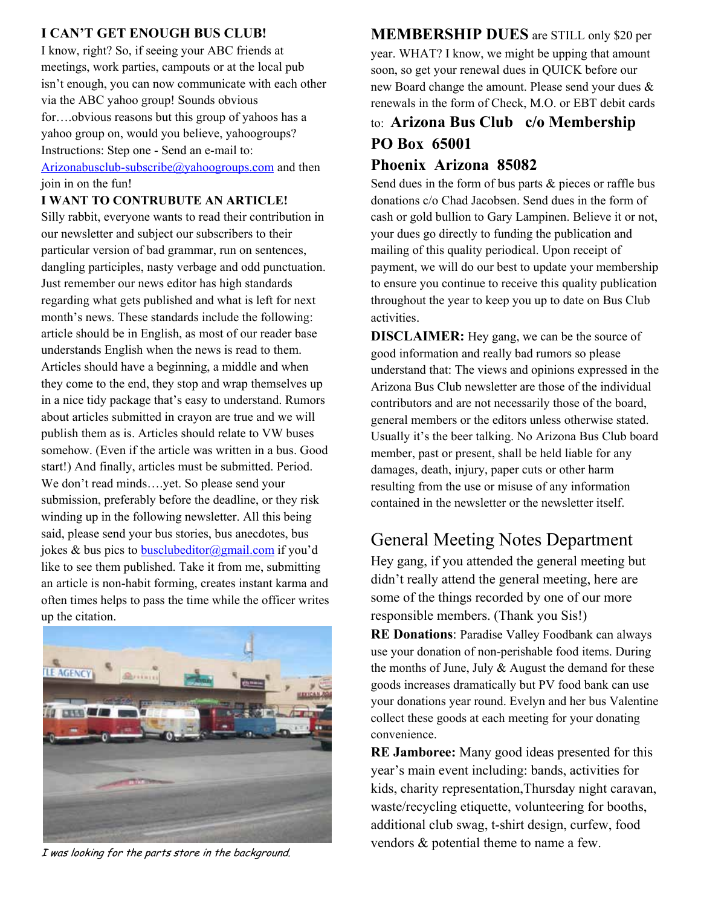**I CAN'T GET ENOUGH BUS CLUB!**

I know, right? So, if seeing your ABC friends at meetings, work parties, campouts or at the local pub isn't enough, you can now communicate with each other via the ABC yahoo group! Sounds obvious for….obvious reasons but this group of yahoos has a yahoo group on, would you believe, yahoogroups? Instructions: Step one - Send an e-mail to: Arizonabusclub-subscribe@yahoogroups.com and then join in on the fun!

**I WANT TO CONTRUBUTE AN ARTICLE!**

Silly rabbit, everyone wants to read their contribution in our newsletter and subject our subscribers to their particular version of bad grammar, run on sentences, dangling participles, nasty verbage and odd punctuation. Just remember our news editor has high standards regarding what gets published and what is left for next month's news. These standards include the following: article should be in English, as most of our reader base understands English when the news is read to them. Articles should have a beginning, a middle and when they come to the end, they stop and wrap themselves up in a nice tidy package that's easy to understand. Rumors about articles submitted in crayon are true and we will publish them as is. Articles should relate to VW buses somehow. (Even if the article was written in a bus. Good start!) And finally, articles must be submitted. Period. We don't read minds….yet. So please send your submission, preferably before the deadline, or they risk winding up in the following newsletter. All this being said, please send your bus stories, bus anecdotes, bus jokes & bus pics to busclubeditor@gmail.com if you'd like to see them published. Take it from me, submitting an article is non-habit forming, creates instant karma and often times helps to pass the time while the officer writes up the citation.

*I was looking for the parts store in the background.*

**MEMBERSHIP DUES** are STILL only $20 per year. WHAT? I know, we might be upping that amount soon, so get your renewal dues in QUICK before our new Board change the amount. Please send your dues & renewals in the form of Check, M.O. or EBT debit cards to: **Arizona Bus Club c/o Membership PO Box 65001 Phoenix Arizona 85082**

Send dues in the form of bus parts & pieces or raffle bus donations c/o Chad Jacobsen. Send dues in the form of cash or gold bullion to Gary Lampinen. Believe it or not, your dues go directly to funding the publication and mailing of this quality periodical. Upon receipt of payment, we will do our best to update your membership to ensure you continue to receive this quality publication throughout the year to keep you up to date on Bus Club activities.

**DISCLAIMER:** Hey gang, we can be the source of good information and really bad rumors so please understand that: The views and opinions expressed in the Arizona Bus Club newsletter are those of the individual contributors and are not necessarily those of the board, general members or the editors unless otherwise stated. Usually it's the beer talking. No Arizona Bus Club board member, past or present, shall be held liable for any damages, death, injury, paper cuts or other harm resulting from the use or misuse of any information contained in the newsletter or the newsletter itself.

## General Meeting Notes Department

Hey gang, if you attended the general meeting but didn't really attend the general meeting, here are some of the things recorded by one of our more responsible members. (Thank you Sis!)

**RE Donations**: Paradise Valley Foodbank can always use your donation of non-perishable food items. During the months of June, July & August the demand for these goods increases dramatically but PV food bank can use your donations year round. Evelyn and her bus Valentine collect these goods at each meeting for your donating convenience.

**RE Jamboree:** Many good ideas presented for this year's main event including: bands, activities for kids, charity representation,Thursday night caravan, waste/recycling etiquette, volunteering for booths, additional club swag, t-shirt design, curfew, food vendors & potential theme to name a few.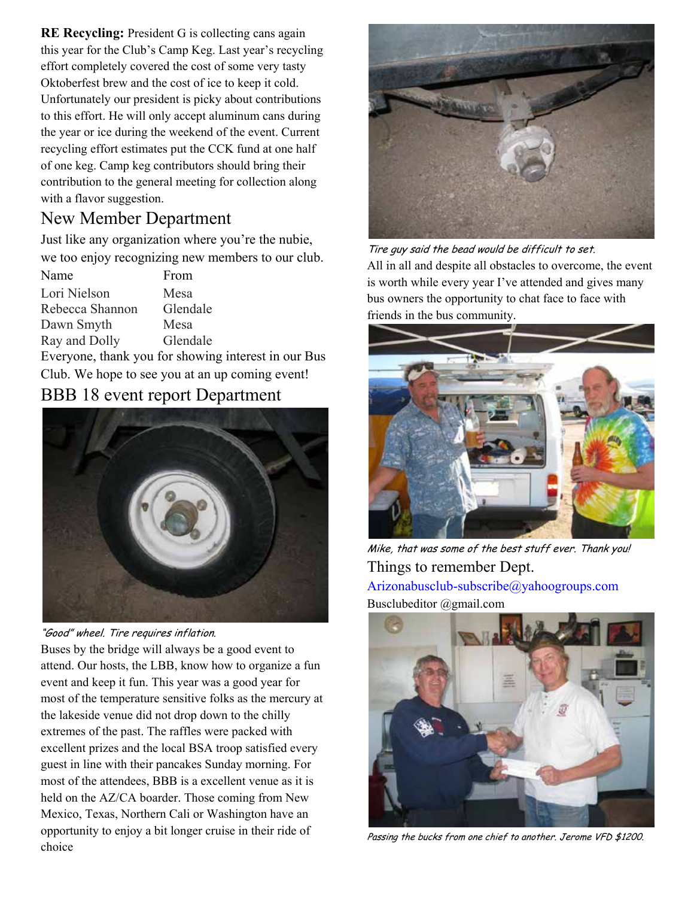**RE Recycling:** President G is collecting cans again this year for the Club's Camp Keg. Last year's recycling effort completely covered the cost of some very tasty Oktoberfest brew and the cost of ice to keep it cold. Unfortunately our president is picky about contributions to this effort. He will only accept aluminum cans during the year or ice during the weekend of the event. Current recycling effort estimates put the CCK fund at one half of one keg. Camp keg contributors should bring their contribution to the general meeting for collection along with a flavor suggestion.

## New Member Department

Just like any organization where you're the nubie, we too enjoy recognizing new members to our club.

| Name | From |
|---|---|
| Lori Nielson | Mesa |
| Rebecca Shannon | Glendale |
| Dawn Smyth | Mesa |
| Ray and Dolly | Glendale |

Everyone, thank you for showing interest in our Bus Club. We hope to see you at an up coming event!

## BBB 18 event report Department

*"Good" wheel. Tire requires inflation.*

Buses by the bridge will always be a good event to attend. Our hosts, the LBB, know how to organize a fun event and keep it fun. This year was a good year for most of the temperature sensitive folks as the mercury at the lakeside venue did not drop down to the chilly extremes of the past. The raffles were packed with excellent prizes and the local BSA troop satisfied every guest in line with their pancakes Sunday morning. For most of the attendees, BBB is a excellent venue as it is held on the AZ/CA boarder. Those coming from New Mexico, Texas, Northern Cali or Washington have an opportunity to enjoy a bit longer cruise in their ride of choice

*Tire guy said the bead would be difficult to set.*

All in all and despite all obstacles to overcome, the event is worth while every year I've attended and gives many bus owners the opportunity to chat face to face with friends in the bus community.

*Mike, that was some of the best stuff ever. Thank you!*

## Things to remember Dept.

Arizonabusclub-subscribe@yahoogroups.com

Busclubeditor @gmail.com

*Passing the bucks from one chief to another. Jerome VFD $1200.*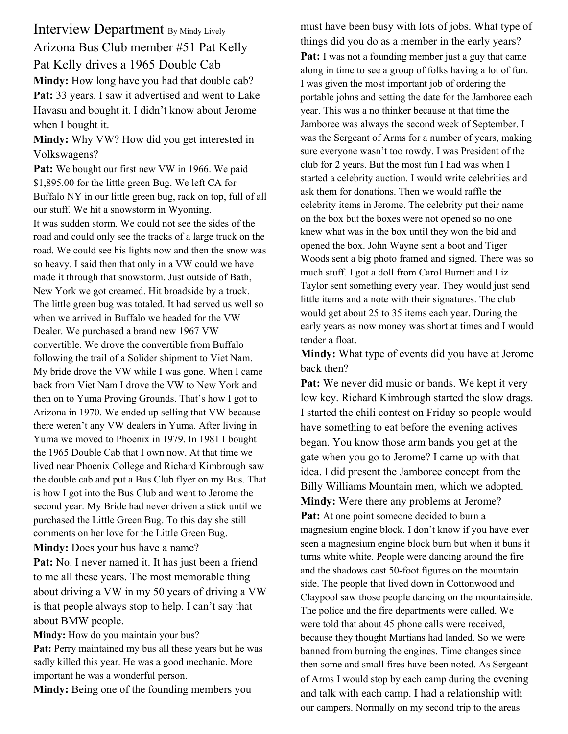# Interview Department

By Mindy Lively

## Arizona Bus Club member #51 Pat Kelly

## Pat Kelly drives a 1965 Double Cab

**Mindy:** How long have you had that double cab?

**Pat:** 33 years. I saw it advertised and went to Lake Havasu and bought it. I didn't know about Jerome when I bought it.

**Mindy:** Why VW? How did you get interested in Volkswagens?

**Pat:** We bought our first new VW in 1966. We paid $1,895.00 for the little green Bug. We left CA for Buffalo NY in our little green bug, rack on top, full of all our stuff. We hit a snowstorm in Wyoming. It was sudden storm. We could not see the sides of the road and could only see the tracks of a large truck on the road. We could see his lights now and then the snow was so heavy. I said then that only in a VW could we have made it through that snowstorm. Just outside of Bath, New York we got creamed. Hit broadside by a truck. The little green bug was totaled. It had served us well so when we arrived in Buffalo we headed for the VW Dealer. We purchased a brand new 1967 VW convertible. We drove the convertible from Buffalo following the trail of a Solider shipment to Viet Nam. My bride drove the VW while I was gone. When I came back from Viet Nam I drove the VW to New York and then on to Yuma Proving Grounds. That's how I got to Arizona in 1970. We ended up selling that VW because there weren't any VW dealers in Yuma. After living in Yuma we moved to Phoenix in 1979. In 1981 I bought the 1965 Double Cab that I own now. At that time we lived near Phoenix College and Richard Kimbrough saw the double cab and put a Bus Club flyer on my Bus. That is how I got into the Bus Club and went to Jerome the second year. My Bride had never driven a stick until we purchased the Little Green Bug. To this day she still comments on her love for the Little Green Bug.

**Mindy:** Does your bus have a name?

**Pat:** No. I never named it. It has just been a friend to me all these years. The most memorable thing about driving a VW in my 50 years of driving a VW is that people always stop to help. I can't say that about BMW people.

**Mindy:** How do you maintain your bus?

**Pat:** Perry maintained my bus all these years but he was sadly killed this year. He was a good mechanic. More important he was a wonderful person.

**Mindy:** Being one of the founding members you must have been busy with lots of jobs. What type of things did you do as a member in the early years?

**Pat:** I was not a founding member just a guy that came along in time to see a group of folks having a lot of fun. I was given the most important job of ordering the portable johns and setting the date for the Jamboree each year. This was a no thinker because at that time the Jamboree was always the second week of September. I was the Sergeant of Arms for a number of years, making sure everyone wasn't too rowdy. I was President of the club for 2 years. But the most fun I had was when I started a celebrity auction. I would write celebrities and ask them for donations. Then we would raffle the celebrity items in Jerome. The celebrity put their name on the box but the boxes were not opened so no one knew what was in the box until they won the bid and opened the box. John Wayne sent a boot and Tiger Woods sent a big photo framed and signed. There was so much stuff. I got a doll from Carol Burnett and Liz Taylor sent something every year. They would just send little items and a note with their signatures. The club would get about 25 to 35 items each year. During the early years as now money was short at times and I would tender a float.

**Mindy:** What type of events did you have at Jerome back then?

**Pat:** We never did music or bands. We kept it very low key. Richard Kimbrough started the slow drags. I started the chili contest on Friday so people would have something to eat before the evening actives began. You know those arm bands you get at the gate when you go to Jerome? I came up with that idea. I did present the Jamboree concept from the Billy Williams Mountain men, which we adopted.

**Mindy:** Were there any problems at Jerome?

**Pat:** At one point someone decided to burn a magnesium engine block. I don't know if you have ever seen a magnesium engine block burn but when it buns it turns white white. People were dancing around the fire and the shadows cast 50-foot figures on the mountain side. The people that lived down in Cottonwood and Claypool saw those people dancing on the mountainside. The police and the fire departments were called. We were told that about 45 phone calls were received, because they thought Martians had landed. So we were banned from burning the engines. Time changes since then some and small fires have been noted. As Sergeant of Arms I would stop by each camp during the evening and talk with each camp. I had a relationship with our campers. Normally on my second trip to the areas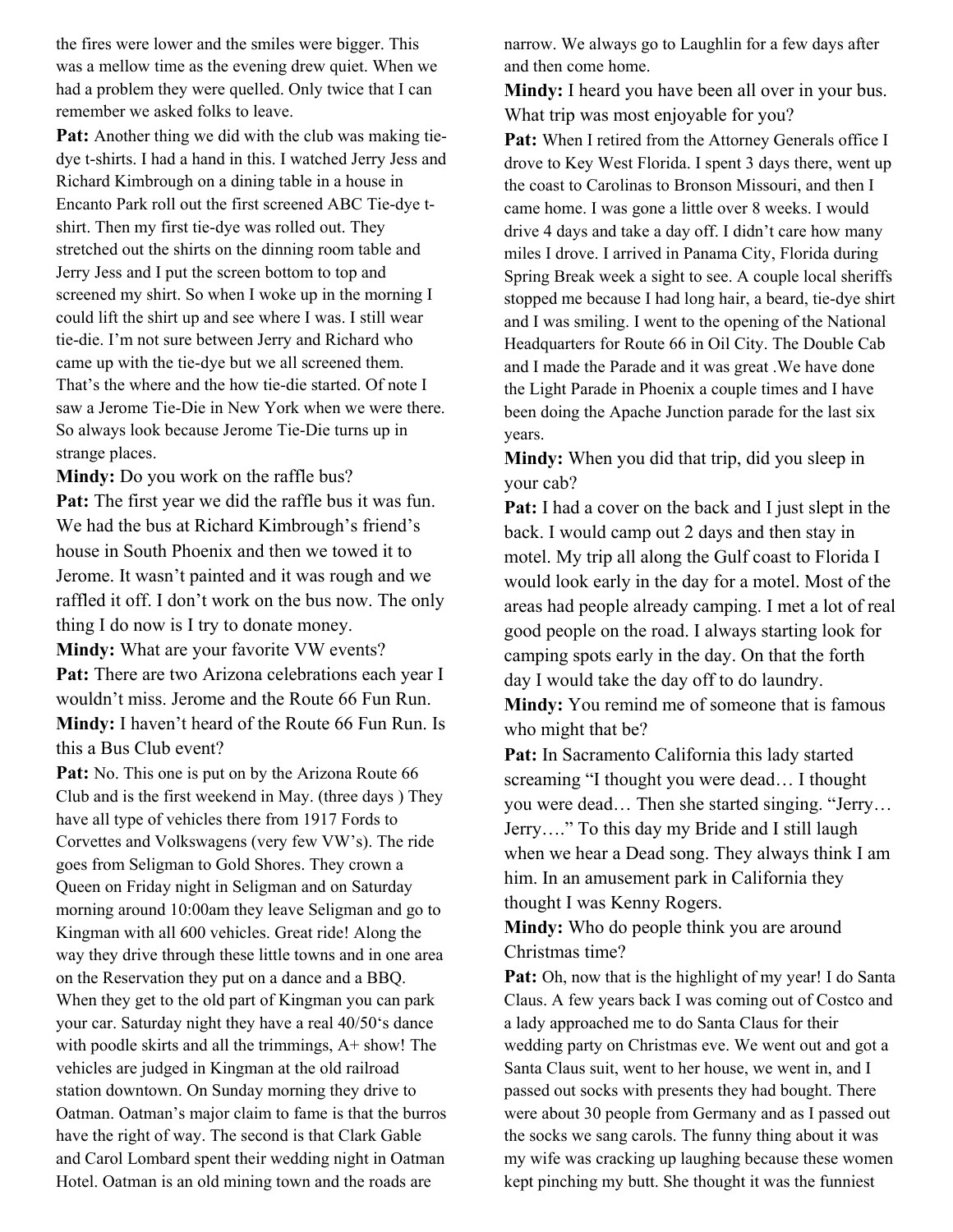the fires were lower and the smiles were bigger. This was a mellow time as the evening drew quiet. When we had a problem they were quelled. Only twice that I can remember we asked folks to leave.

**Pat:** Another thing we did with the club was making tie-dye t-shirts. I had a hand in this. I watched Jerry Jess and Richard Kimbrough on a dining table in a house in Encanto Park roll out the first screened ABC Tie-dye t-shirt. Then my first tie-dye was rolled out. They stretched out the shirts on the dinning room table and Jerry Jess and I put the screen bottom to top and screened my shirt. So when I woke up in the morning I could lift the shirt up and see where I was. I still wear tie-die. I'm not sure between Jerry and Richard who came up with the tie-dye but we all screened them. That's the where and the how tie-die started. Of note I saw a Jerome Tie-Die in New York when we were there. So always look because Jerome Tie-Die turns up in strange places.

**Mindy:** Do you work on the raffle bus?

**Pat:** The first year we did the raffle bus it was fun. We had the bus at Richard Kimbrough's friend's house in South Phoenix and then we towed it to Jerome. It wasn't painted and it was rough and we raffled it off. I don't work on the bus now. The only thing I do now is I try to donate money.

**Mindy:** What are your favorite VW events?

**Pat:** There are two Arizona celebrations each year I wouldn't miss. Jerome and the Route 66 Fun Run.

**Mindy:** I haven't heard of the Route 66 Fun Run. Is this a Bus Club event?

**Pat:** No. This one is put on by the Arizona Route 66 Club and is the first weekend in May. (three days ) They have all type of vehicles there from 1917 Fords to Corvettes and Volkswagens (very few VW's). The ride goes from Seligman to Gold Shores. They crown a Queen on Friday night in Seligman and on Saturday morning around 10:00am they leave Seligman and go to Kingman with all 600 vehicles. Great ride! Along the way they drive through these little towns and in one area on the Reservation they put on a dance and a BBQ. When they get to the old part of Kingman you can park your car. Saturday night they have a real 40/50's dance with poodle skirts and all the trimmings, A+ show! The vehicles are judged in Kingman at the old railroad station downtown. On Sunday morning they drive to Oatman. Oatman's major claim to fame is that the burros have the right of way. The second is that Clark Gable and Carol Lombard spent their wedding night in Oatman Hotel. Oatman is an old mining town and the roads are narrow. We always go to Laughlin for a few days after and then come home.

**Mindy:** I heard you have been all over in your bus. What trip was most enjoyable for you?

**Pat:** When I retired from the Attorney Generals office I drove to Key West Florida. I spent 3 days there, went up the coast to Carolinas to Bronson Missouri, and then I came home. I was gone a little over 8 weeks. I would drive 4 days and take a day off. I didn't care how many miles I drove. I arrived in Panama City, Florida during Spring Break week a sight to see. A couple local sheriffs stopped me because I had long hair, a beard, tie-dye shirt and I was smiling. I went to the opening of the National Headquarters for Route 66 in Oil City. The Double Cab and I made the Parade and it was great .We have done the Light Parade in Phoenix a couple times and I have been doing the Apache Junction parade for the last six years.

**Mindy:** When you did that trip, did you sleep in your cab?

**Pat:** I had a cover on the back and I just slept in the back. I would camp out 2 days and then stay in motel. My trip all along the Gulf coast to Florida I would look early in the day for a motel. Most of the areas had people already camping. I met a lot of real good people on the road. I always starting look for camping spots early in the day. On that the forth day I would take the day off to do laundry.

**Mindy:** You remind me of someone that is famous who might that be?

**Pat:** In Sacramento California this lady started screaming "I thought you were dead… I thought you were dead… Then she started singing. "Jerry… Jerry…." To this day my Bride and I still laugh when we hear a Dead song. They always think I am him. In an amusement park in California they thought I was Kenny Rogers.

**Mindy:** Who do people think you are around Christmas time?

**Pat:** Oh, now that is the highlight of my year! I do Santa Claus. A few years back I was coming out of Costco and a lady approached me to do Santa Claus for their wedding party on Christmas eve. We went out and got a Santa Claus suit, went to her house, we went in, and I passed out socks with presents they had bought. There were about 30 people from Germany and as I passed out the socks we sang carols. The funny thing about it was my wife was cracking up laughing because these women kept pinching my butt. She thought it was the funniest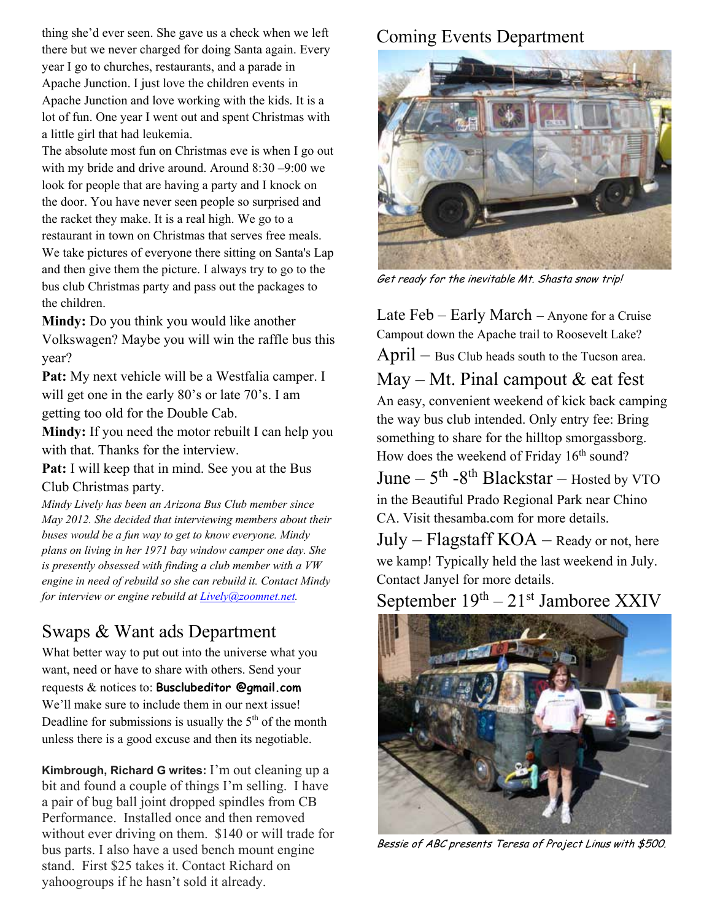thing she'd ever seen. She gave us a check when we left there but we never charged for doing Santa again. Every year I go to churches, restaurants, and a parade in Apache Junction. I just love the children events in Apache Junction and love working with the kids. It is a lot of fun. One year I went out and spent Christmas with a little girl that had leukemia.

The absolute most fun on Christmas eve is when I go out with my bride and drive around. Around 8:30 –9:00 we look for people that are having a party and I knock on the door. You have never seen people so surprised and the racket they make. It is a real high. We go to a restaurant in town on Christmas that serves free meals. We take pictures of everyone there sitting on Santa's Lap and then give them the picture. I always try to go to the bus club Christmas party and pass out the packages to the children.

**Mindy:** Do you think you would like another Volkswagen? Maybe you will win the raffle bus this year?

**Pat:** My next vehicle will be a Westfalia camper. I will get one in the early 80's or late 70's. I am getting too old for the Double Cab.

**Mindy:** If you need the motor rebuilt I can help you with that. Thanks for the interview.

**Pat:** I will keep that in mind. See you at the Bus Club Christmas party.

*Mindy Lively has been an Arizona Bus Club member since May 2012. She decided that interviewing members about their buses would be a fun way to get to know everyone. Mindy plans on living in her 1971 bay window camper one day. She is presently obsessed with finding a club member with a VW engine in need of rebuild so she can rebuild it. Contact Mindy for interview or engine rebuild at [Lively@zoomnet.net](mailto:Lively@zoomnet.net).*

## Swaps & Want ads Department

What better way to put out into the universe what you want, need or have to share with others. Send your requests & notices to: **Busclubeditor @gmail.com** We'll make sure to include them in our next issue! Deadline for submissions is usually the 5th of the month unless there is a good excuse and then its negotiable.

**Kimbrough, Richard G writes:** I'm out cleaning up a bit and found a couple of things I'm selling. I have a pair of bug ball joint dropped spindles from CB Performance. Installed once and then removed without ever driving on them. $140 or will trade for bus parts. I also have a used bench mount engine stand. First $25 takes it. Contact Richard on yahoogroups if he hasn't sold it already.

## Coming Events Department

*Get ready for the inevitable Mt. Shasta snow trip!*

Late Feb – Early March – Anyone for a Cruise Campout down the Apache trail to Roosevelt Lake?

April – Bus Club heads south to the Tucson area.

May – Mt. Pinal campout & eat fest
An easy, convenient weekend of kick back camping the way bus club intended. Only entry fee: Bring something to share for the hilltop smorgassborg. How does the weekend of Friday 16th sound?

June – 5th -8th Blackstar – Hosted by VTO in the Beautiful Prado Regional Park near Chino CA. Visit thesamba.com for more details.

July – Flagstaff KOA – Ready or not, here we kamp! Typically held the last weekend in July. Contact Janyel for more details.

September 19th – 21st Jamboree XXIV

*Bessie of ABC presents Teresa of Project Linus with $500.*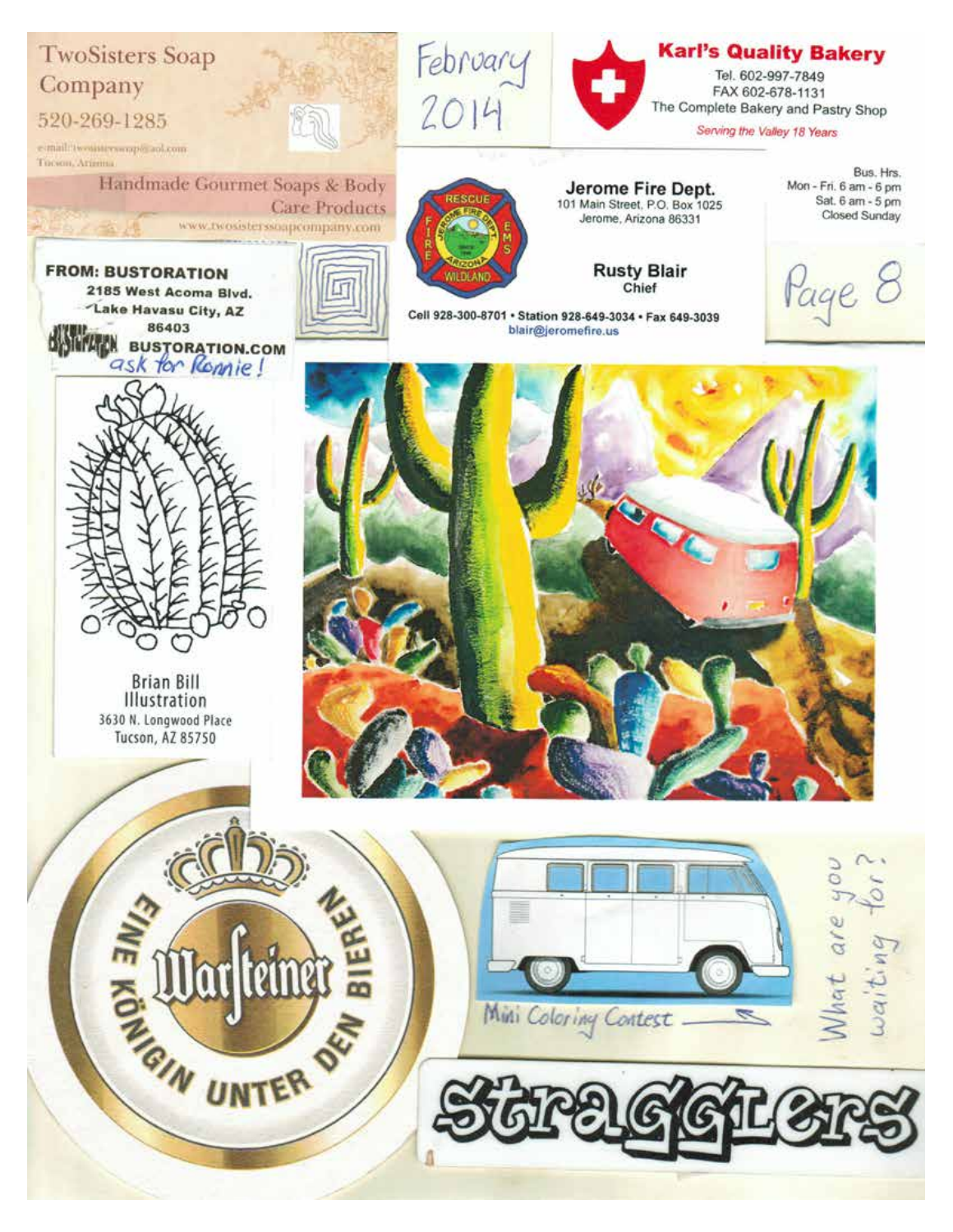TwoSisters Soap Company

520-269-1285

e-mail: twosisterssoap@aol.com

Tucson, Arizona

Handmade Gourmet Soaps & Body Care Products

www.twosisterssoapcompany.com

February 2014

**Karl's Quality Bakery**

Tel. 602-997-7849

FAX 602-678-1131

The Complete Bakery and Pastry Shop

*Serving the Valley 18 Years*

Bus. Hrs.
Mon - Fri. 6 am - 6 pm
Sat. 6 am - 5 pm
Closed Sunday

**FROM: BUSTORATION**
**2185 West Acoma Blvd.**
**Lake Havasu City, AZ**
**86403**
**BUSTORATION.COM**

ask for Ronnie!

**Jerome Fire Dept.**
101 Main Street, P.O. Box 1025
Jerome, Arizona 86331

**Rusty Blair**
**Chief**

**Cell 928-300-8701 • Station 928-649-3034 • Fax 649-3039**
**blair@jeromefire.us**

Page 8

Brian Bill Illustration
3630 N. Longwood Place
Tucson, AZ 85750

Warsteiner

EINE KÖNIGIN UNTER DEN BIEREN

Mini Coloring Contest →

What are you waiting for?

Stragglers